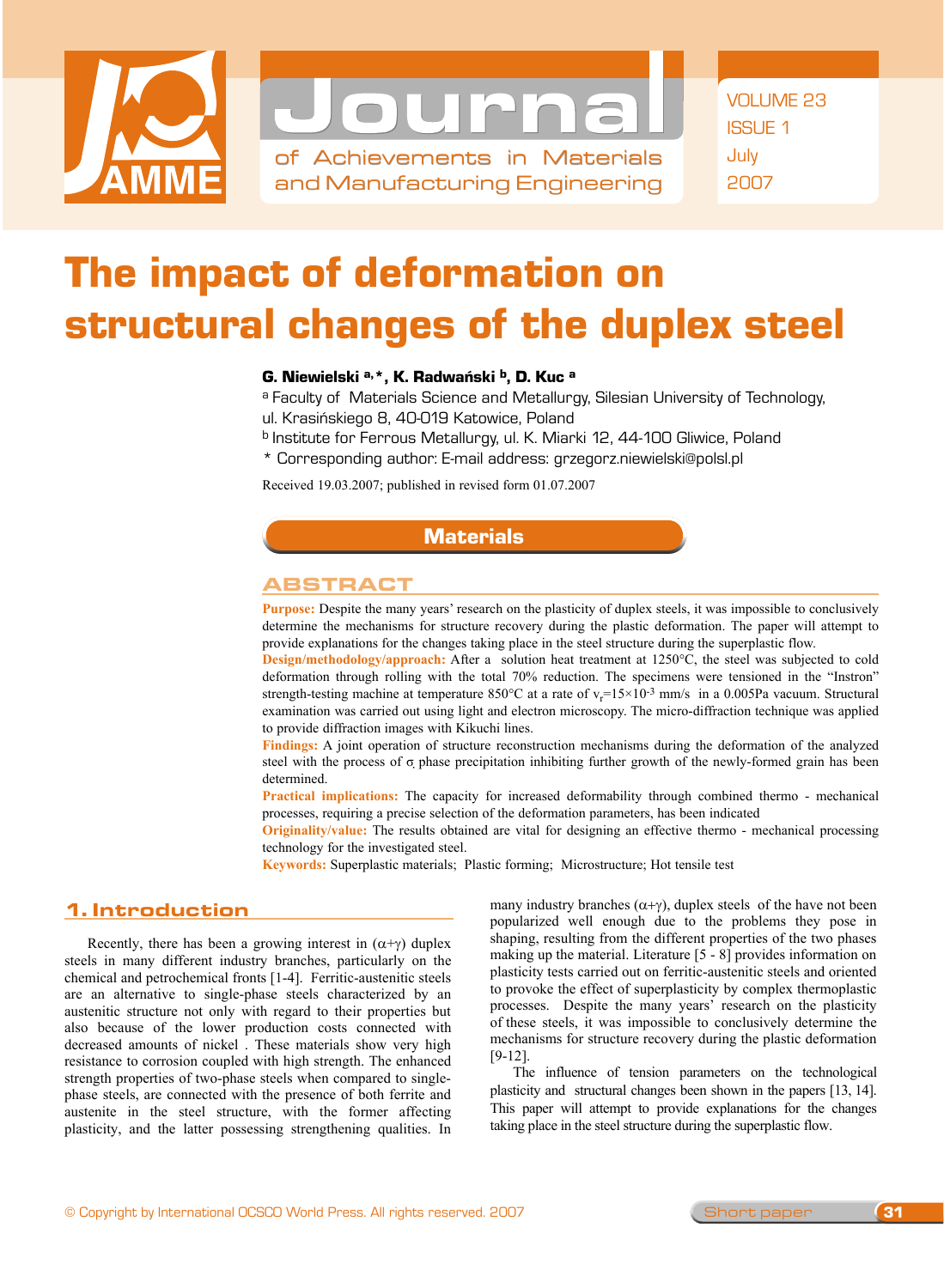# The impact of deformation on structural changes of the duplex steel

**G. Niewielski [a,*], K. Radwański [b], D. Kuc [a]**

[a] Faculty of Materials Science and Metallurgy, Silesian University of Technology, ul. Krasińskiego 8, 40-019 Katowice, Poland

[b] Institute for Ferrous Metallurgy, ul. K. Miarki 12, 44-100 Gliwice, Poland

* Corresponding author: E-mail address: grzegorz.niewielski@polsl.pl

Received 19.03.2007; published in revised form 01.07.2007

**Materials**

## ABSTRACT

**Purpose:** Despite the many years' research on the plasticity of duplex steels, it was impossible to conclusively determine the mechanisms for structure recovery during the plastic deformation. The paper will attempt to provide explanations for the changes taking place in the steel structure during the superplastic flow.

**Design/methodology/approach:** After a solution heat treatment at 1250°C, the steel was subjected to cold deformation through rolling with the total 70% reduction. The specimens were tensioned in the "Instron" strength-testing machine at temperature 850°C at a rate of $v_r=15\times10^{-3}$ mm/s in a 0.005Pa vacuum. Structural examination was carried out using light and electron microscopy. The micro-diffraction technique was applied to provide diffraction images with Kikuchi lines.

**Findings:** A joint operation of structure reconstruction mechanisms during the deformation of the analyzed steel with the process of $\sigma$ phase precipitation inhibiting further growth of the newly-formed grain has been determined.

**Practical implications:** The capacity for increased deformability through combined thermo - mechanical processes, requiring a precise selection of the deformation parameters, has been indicated

**Originality/value:** The results obtained are vital for designing an effective thermo - mechanical processing technology for the investigated steel.

**Keywords:** Superplastic materials; Plastic forming; Microstructure; Hot tensile test

## 1. Introduction

Recently, there has been a growing interest in ($\alpha+\gamma$) duplex steels in many different industry branches, particularly on the chemical and petrochemical fronts [1-4]. Ferritic-austenitic steels are an alternative to single-phase steels characterized by an austenitic structure not only with regard to their properties but also because of the lower production costs connected with decreased amounts of nickel . These materials show very high resistance to corrosion coupled with high strength. The enhanced strength properties of two-phase steels when compared to single-phase steels, are connected with the presence of both ferrite and austenite in the steel structure, with the former affecting plasticity, and the latter possessing strengthening qualities. In many industry branches ($\alpha+\gamma$), duplex steels of the have not been popularized well enough due to the problems they pose in shaping, resulting from the different properties of the two phases making up the material. Literature [5 - 8] provides information on plasticity tests carried out on ferritic-austenitic steels and oriented to provoke the effect of superplasticity by complex thermoplastic processes. Despite the many years' research on the plasticity of these steels, it was impossible to conclusively determine the mechanisms for structure recovery during the plastic deformation [9-12].

The influence of tension parameters on the technological plasticity and structural changes been shown in the papers [13, 14]. This paper will attempt to provide explanations for the changes taking place in the steel structure during the superplastic flow.